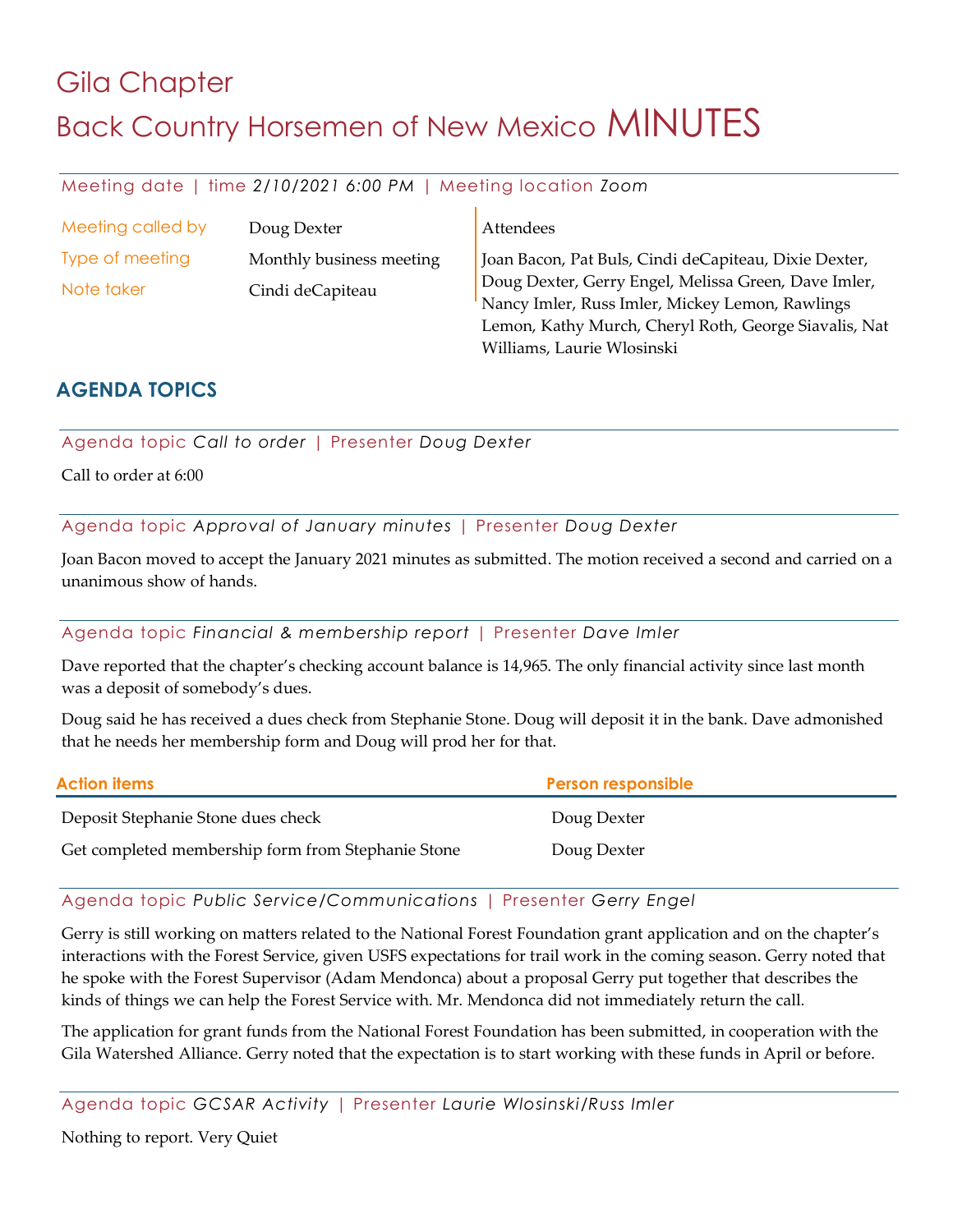# Gila Chapter

# Back Country Horsemen of New Mexico MINUTES

Meeting date | time *2/10/2021 6:00 PM* | Meeting location *Zoom*

| | | Attendees |
|---|---|---|
| Meeting called by | Doug Dexter | Joan Bacon, Pat Buls, Cindi deCapiteau, Dixie Dexter, Doug Dexter, Gerry Engel, Melissa Green, Dave Imler, Nancy Imler, Russ Imler, Mickey Lemon, Rawlings Lemon, Kathy Murch, Cheryl Roth, George Siavalis, Nat Williams, Laurie Wlosinski |
| Type of meeting | Monthly business meeting | |
| Note taker | Cindi deCapiteau | |

## AGENDA TOPICS

Agenda topic *Call to order* | Presenter *Doug Dexter*

Call to order at 6:00

Agenda topic *Approval of January minutes* | Presenter *Doug Dexter*

Joan Bacon moved to accept the January 2021 minutes as submitted. The motion received a second and carried on a unanimous show of hands.

Agenda topic *Financial & membership report* | Presenter *Dave Imler*

Dave reported that the chapter's checking account balance is 14,965. The only financial activity since last month was a deposit of somebody's dues.

Doug said he has received a dues check from Stephanie Stone. Doug will deposit it in the bank. Dave admonished that he needs her membership form and Doug will prod her for that.

| Action items | Person responsible |
|---|---|
| Deposit Stephanie Stone dues check | Doug Dexter |
| Get completed membership form from Stephanie Stone | Doug Dexter |

Agenda topic *Public Service/Communications* | Presenter *Gerry Engel*

Gerry is still working on matters related to the National Forest Foundation grant application and on the chapter's interactions with the Forest Service, given USFS expectations for trail work in the coming season. Gerry noted that he spoke with the Forest Supervisor (Adam Mendonca) about a proposal Gerry put together that describes the kinds of things we can help the Forest Service with. Mr. Mendonca did not immediately return the call.

The application for grant funds from the National Forest Foundation has been submitted, in cooperation with the Gila Watershed Alliance. Gerry noted that the expectation is to start working with these funds in April or before.

Agenda topic *GCSAR Activity* | Presenter *Laurie Wlosinski/Russ Imler*

Nothing to report. Very Quiet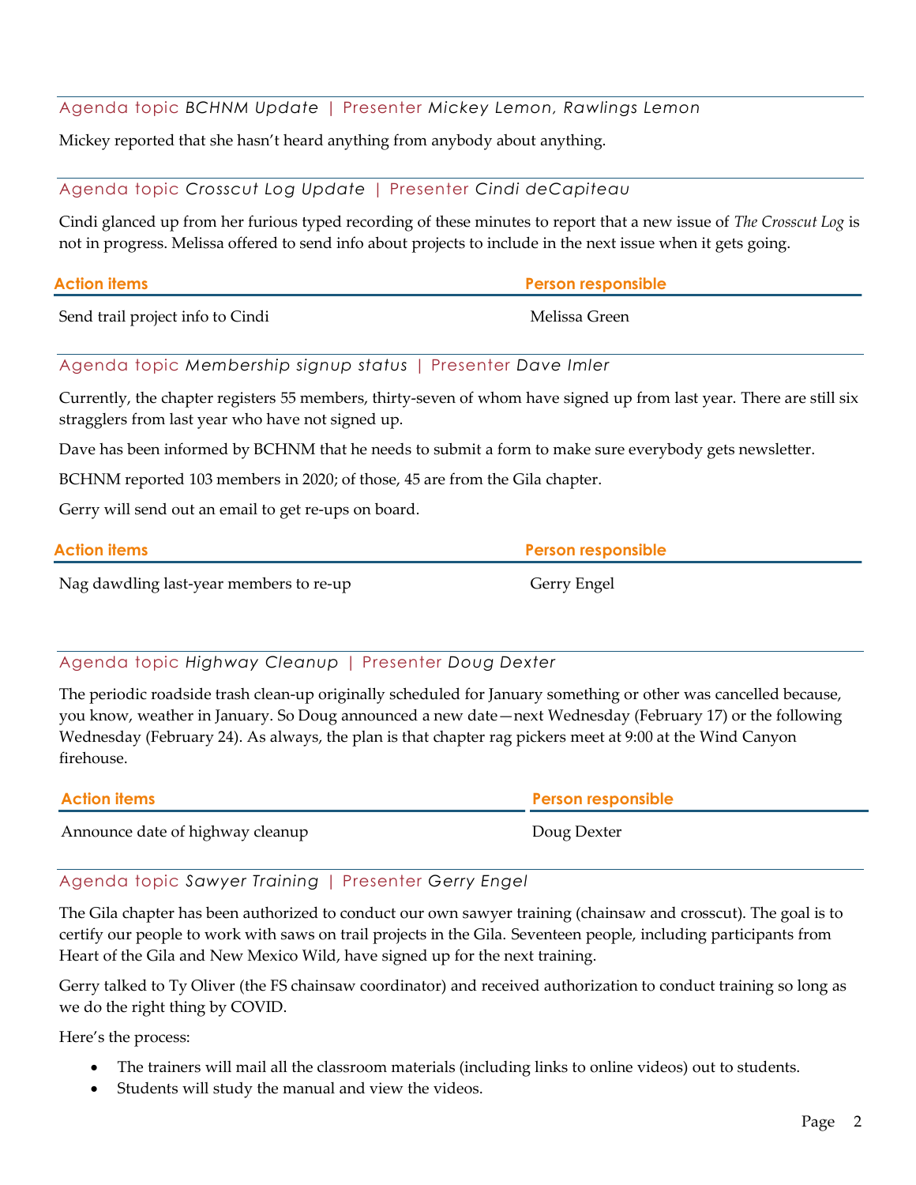Agenda topic *BCHNM Update* | Presenter *Mickey Lemon, Rawlings Lemon*

Mickey reported that she hasn't heard anything from anybody about anything.

Agenda topic *Crosscut Log Update* | Presenter *Cindi deCapiteau*

Cindi glanced up from her furious typed recording of these minutes to report that a new issue of *The Crosscut Log* is not in progress. Melissa offered to send info about projects to include in the next issue when it gets going.

| Action items | Person responsible |
|---|---|
| Send trail project info to Cindi | Melissa Green |

Agenda topic *Membership signup status* | Presenter *Dave Imler*

Currently, the chapter registers 55 members, thirty-seven of whom have signed up from last year. There are still six stragglers from last year who have not signed up.

Dave has been informed by BCHNM that he needs to submit a form to make sure everybody gets newsletter.

BCHNM reported 103 members in 2020; of those, 45 are from the Gila chapter.

Gerry will send out an email to get re-ups on board.

| Action items | Person responsible |
|---|---|
| Nag dawdling last-year members to re-up | Gerry Engel |

Agenda topic *Highway Cleanup* | Presenter *Doug Dexter*

The periodic roadside trash clean-up originally scheduled for January something or other was cancelled because, you know, weather in January. So Doug announced a new date—next Wednesday (February 17) or the following Wednesday (February 24). As always, the plan is that chapter rag pickers meet at 9:00 at the Wind Canyon firehouse.

| Action items | Person responsible |
|---|---|
| Announce date of highway cleanup | Doug Dexter |

Agenda topic *Sawyer Training* | Presenter *Gerry Engel*

The Gila chapter has been authorized to conduct our own sawyer training (chainsaw and crosscut). The goal is to certify our people to work with saws on trail projects in the Gila. Seventeen people, including participants from Heart of the Gila and New Mexico Wild, have signed up for the next training.

Gerry talked to Ty Oliver (the FS chainsaw coordinator) and received authorization to conduct training so long as we do the right thing by COVID.

Here's the process:

- The trainers will mail all the classroom materials (including links to online videos) out to students.
- Students will study the manual and view the videos.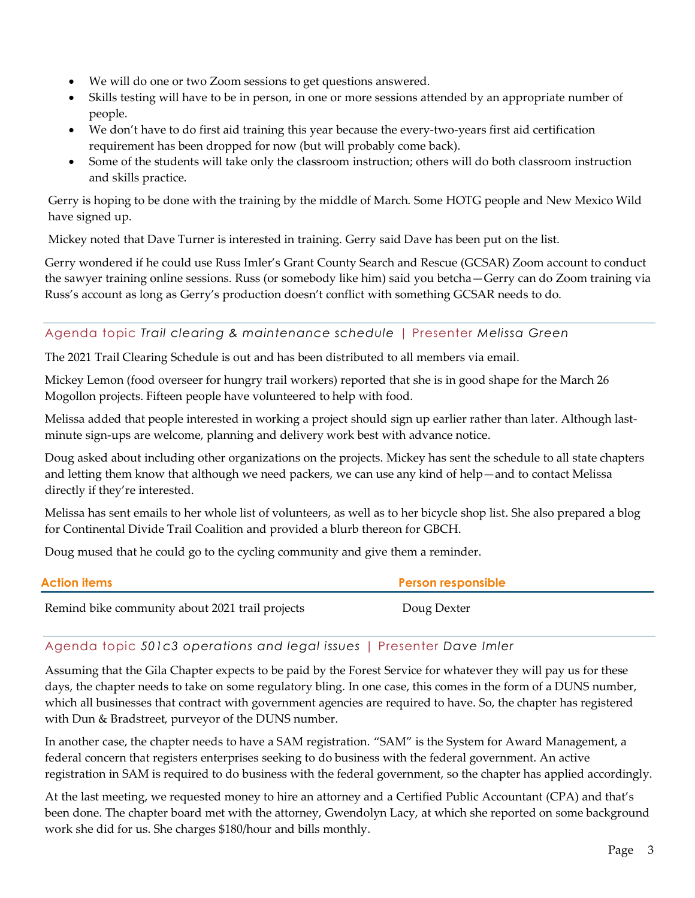- We will do one or two Zoom sessions to get questions answered.
- Skills testing will have to be in person, in one or more sessions attended by an appropriate number of people.
- We don't have to do first aid training this year because the every-two-years first aid certification requirement has been dropped for now (but will probably come back).
- Some of the students will take only the classroom instruction; others will do both classroom instruction and skills practice.

Gerry is hoping to be done with the training by the middle of March. Some HOTG people and New Mexico Wild have signed up.

Mickey noted that Dave Turner is interested in training. Gerry said Dave has been put on the list.

Gerry wondered if he could use Russ Imler's Grant County Search and Rescue (GCSAR) Zoom account to conduct the sawyer training online sessions. Russ (or somebody like him) said you betcha—Gerry can do Zoom training via Russ's account as long as Gerry's production doesn't conflict with something GCSAR needs to do.

## Agenda topic *Trail clearing & maintenance schedule* | Presenter *Melissa Green*

The 2021 Trail Clearing Schedule is out and has been distributed to all members via email.

Mickey Lemon (food overseer for hungry trail workers) reported that she is in good shape for the March 26 Mogollon projects. Fifteen people have volunteered to help with food.

Melissa added that people interested in working a project should sign up earlier rather than later. Although last-minute sign-ups are welcome, planning and delivery work best with advance notice.

Doug asked about including other organizations on the projects. Mickey has sent the schedule to all state chapters and letting them know that although we need packers, we can use any kind of help—and to contact Melissa directly if they're interested.

Melissa has sent emails to her whole list of volunteers, as well as to her bicycle shop list. She also prepared a blog for Continental Divide Trail Coalition and provided a blurb thereon for GBCH.

Doug mused that he could go to the cycling community and give them a reminder.

| Action items | Person responsible |
|---|---|
| Remind bike community about 2021 trail projects | Doug Dexter |

## Agenda topic *501c3 operations and legal issues* | Presenter *Dave Imler*

Assuming that the Gila Chapter expects to be paid by the Forest Service for whatever they will pay us for these days, the chapter needs to take on some regulatory bling. In one case, this comes in the form of a DUNS number, which all businesses that contract with government agencies are required to have. So, the chapter has registered with Dun & Bradstreet, purveyor of the DUNS number.

In another case, the chapter needs to have a SAM registration. "SAM" is the System for Award Management, a federal concern that registers enterprises seeking to do business with the federal government. An active registration in SAM is required to do business with the federal government, so the chapter has applied accordingly.

At the last meeting, we requested money to hire an attorney and a Certified Public Accountant (CPA) and that's been done. The chapter board met with the attorney, Gwendolyn Lacy, at which she reported on some background work she did for us. She charges $180/hour and bills monthly.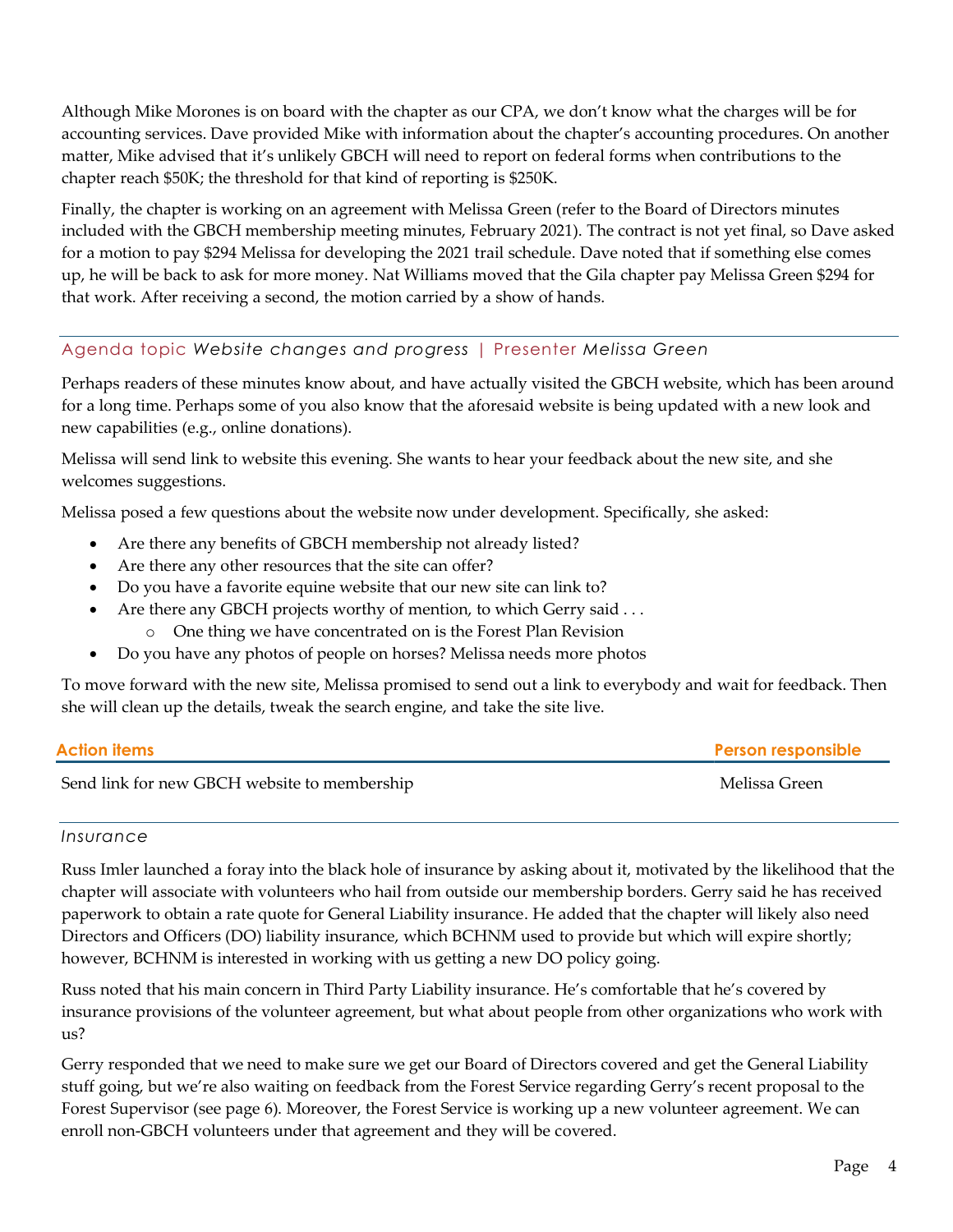Although Mike Morones is on board with the chapter as our CPA, we don't know what the charges will be for accounting services. Dave provided Mike with information about the chapter's accounting procedures. On another matter, Mike advised that it's unlikely GBCH will need to report on federal forms when contributions to the chapter reach $50K; the threshold for that kind of reporting is $250K.

Finally, the chapter is working on an agreement with Melissa Green (refer to the Board of Directors minutes included with the GBCH membership meeting minutes, February 2021). The contract is not yet final, so Dave asked for a motion to pay $294 Melissa for developing the 2021 trail schedule. Dave noted that if something else comes up, he will be back to ask for more money. Nat Williams moved that the Gila chapter pay Melissa Green $294 for that work. After receiving a second, the motion carried by a show of hands.

## Agenda topic *Website changes and progress* | Presenter *Melissa Green*

Perhaps readers of these minutes know about, and have actually visited the GBCH website, which has been around for a long time. Perhaps some of you also know that the aforesaid website is being updated with a new look and new capabilities (e.g., online donations).

Melissa will send link to website this evening. She wants to hear your feedback about the new site, and she welcomes suggestions.

Melissa posed a few questions about the website now under development. Specifically, she asked:

- Are there any benefits of GBCH membership not already listed?
- Are there any other resources that the site can offer?
- Do you have a favorite equine website that our new site can link to?
- Are there any GBCH projects worthy of mention, to which Gerry said . . .
  - One thing we have concentrated on is the Forest Plan Revision
- Do you have any photos of people on horses? Melissa needs more photos

To move forward with the new site, Melissa promised to send out a link to everybody and wait for feedback. Then she will clean up the details, tweak the search engine, and take the site live.

| Action items | Person responsible |
|---|---|
| Send link for new GBCH website to membership | Melissa Green |

## *Insurance*

Russ Imler launched a foray into the black hole of insurance by asking about it, motivated by the likelihood that the chapter will associate with volunteers who hail from outside our membership borders. Gerry said he has received paperwork to obtain a rate quote for General Liability insurance. He added that the chapter will likely also need Directors and Officers (DO) liability insurance, which BCHNM used to provide but which will expire shortly; however, BCHNM is interested in working with us getting a new DO policy going.

Russ noted that his main concern in Third Party Liability insurance. He's comfortable that he's covered by insurance provisions of the volunteer agreement, but what about people from other organizations who work with us?

Gerry responded that we need to make sure we get our Board of Directors covered and get the General Liability stuff going, but we're also waiting on feedback from the Forest Service regarding Gerry's recent proposal to the Forest Supervisor (see page 6). Moreover, the Forest Service is working up a new volunteer agreement. We can enroll non-GBCH volunteers under that agreement and they will be covered.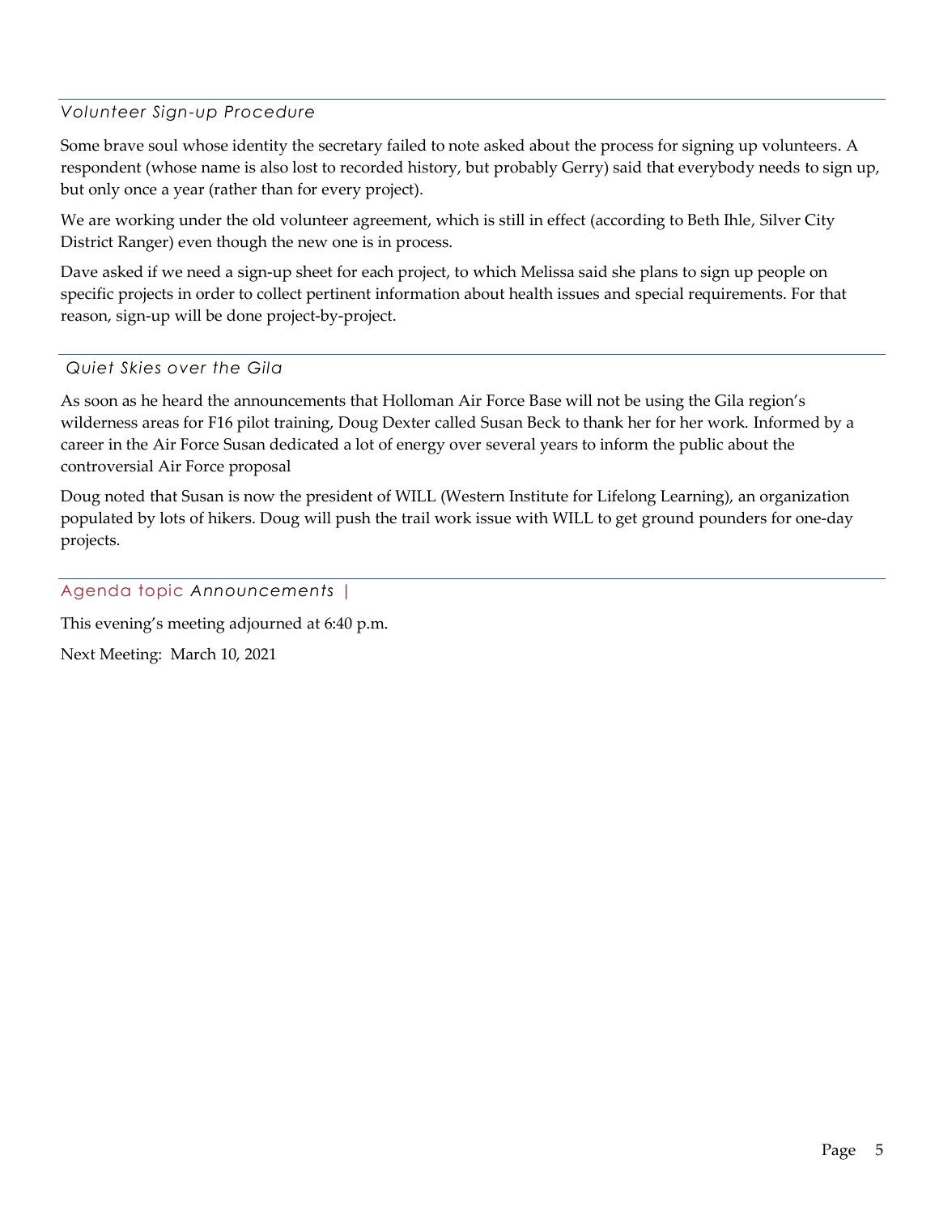### *Volunteer Sign-up Procedure*

Some brave soul whose identity the secretary failed to note asked about the process for signing up volunteers. A respondent (whose name is also lost to recorded history, but probably Gerry) said that everybody needs to sign up, but only once a year (rather than for every project).

We are working under the old volunteer agreement, which is still in effect (according to Beth Ihle, Silver City District Ranger) even though the new one is in process.

Dave asked if we need a sign-up sheet for each project, to which Melissa said she plans to sign up people on specific projects in order to collect pertinent information about health issues and special requirements. For that reason, sign-up will be done project-by-project.

### *Quiet Skies over the Gila*

As soon as he heard the announcements that Holloman Air Force Base will not be using the Gila region's wilderness areas for F16 pilot training, Doug Dexter called Susan Beck to thank her for her work. Informed by a career in the Air Force Susan dedicated a lot of energy over several years to inform the public about the controversial Air Force proposal

Doug noted that Susan is now the president of WILL (Western Institute for Lifelong Learning), an organization populated by lots of hikers. Doug will push the trail work issue with WILL to get ground pounders for one-day projects.

## Agenda topic *Announcements* |

This evening's meeting adjourned at 6:40 p.m.

Next Meeting: March 10, 2021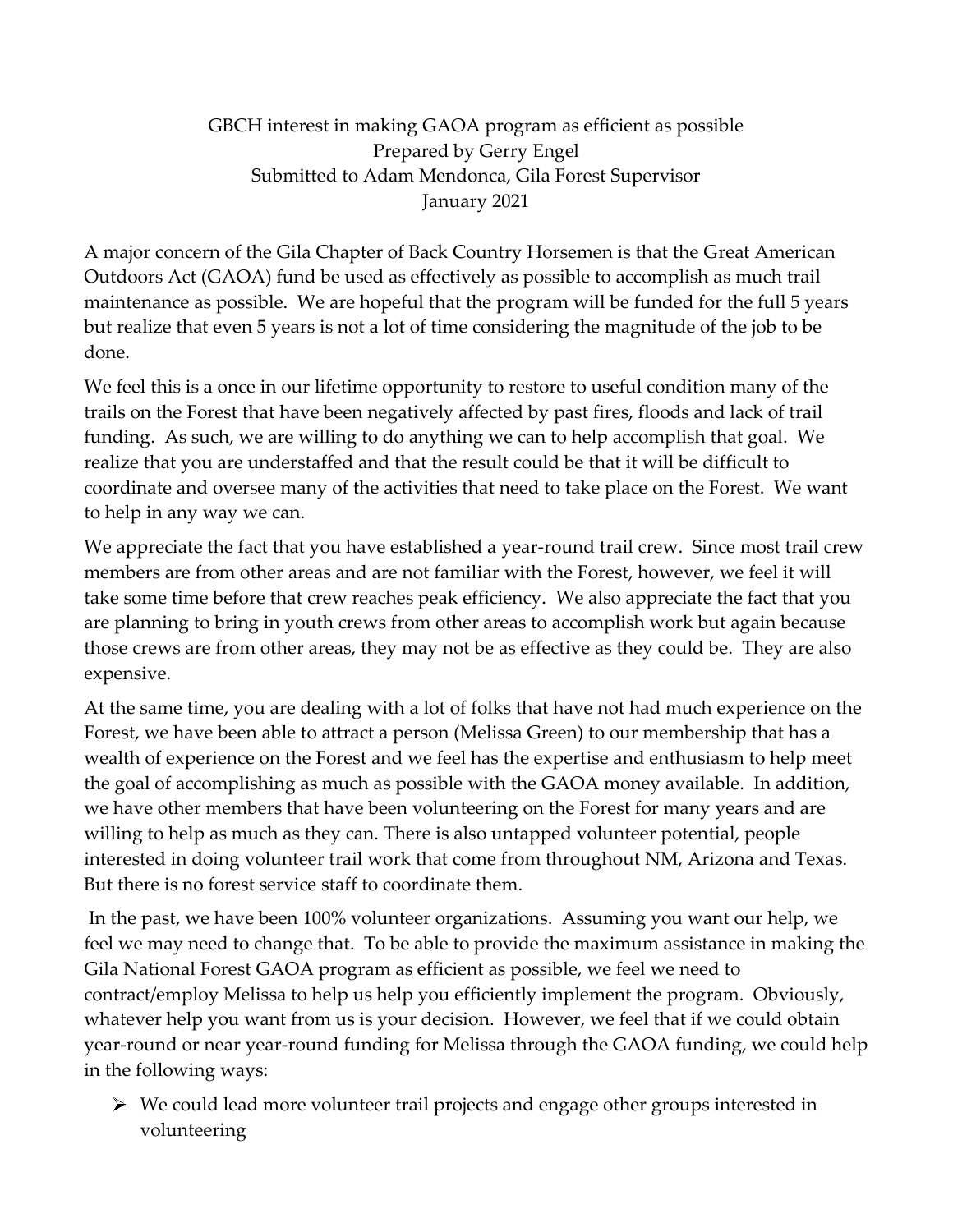GBCH interest in making GAOA program as efficient as possible
Prepared by Gerry Engel
Submitted to Adam Mendonca, Gila Forest Supervisor
January 2021

A major concern of the Gila Chapter of Back Country Horsemen is that the Great American Outdoors Act (GAOA) fund be used as effectively as possible to accomplish as much trail maintenance as possible. We are hopeful that the program will be funded for the full 5 years but realize that even 5 years is not a lot of time considering the magnitude of the job to be done.

We feel this is a once in our lifetime opportunity to restore to useful condition many of the trails on the Forest that have been negatively affected by past fires, floods and lack of trail funding. As such, we are willing to do anything we can to help accomplish that goal. We realize that you are understaffed and that the result could be that it will be difficult to coordinate and oversee many of the activities that need to take place on the Forest. We want to help in any way we can.

We appreciate the fact that you have established a year-round trail crew. Since most trail crew members are from other areas and are not familiar with the Forest, however, we feel it will take some time before that crew reaches peak efficiency. We also appreciate the fact that you are planning to bring in youth crews from other areas to accomplish work but again because those crews are from other areas, they may not be as effective as they could be. They are also expensive.

At the same time, you are dealing with a lot of folks that have not had much experience on the Forest, we have been able to attract a person (Melissa Green) to our membership that has a wealth of experience on the Forest and we feel has the expertise and enthusiasm to help meet the goal of accomplishing as much as possible with the GAOA money available. In addition, we have other members that have been volunteering on the Forest for many years and are willing to help as much as they can. There is also untapped volunteer potential, people interested in doing volunteer trail work that come from throughout NM, Arizona and Texas. But there is no forest service staff to coordinate them.

In the past, we have been 100% volunteer organizations. Assuming you want our help, we feel we may need to change that. To be able to provide the maximum assistance in making the Gila National Forest GAOA program as efficient as possible, we feel we need to contract/employ Melissa to help us help you efficiently implement the program. Obviously, whatever help you want from us is your decision. However, we feel that if we could obtain year-round or near year-round funding for Melissa through the GAOA funding, we could help in the following ways:

- We could lead more volunteer trail projects and engage other groups interested in volunteering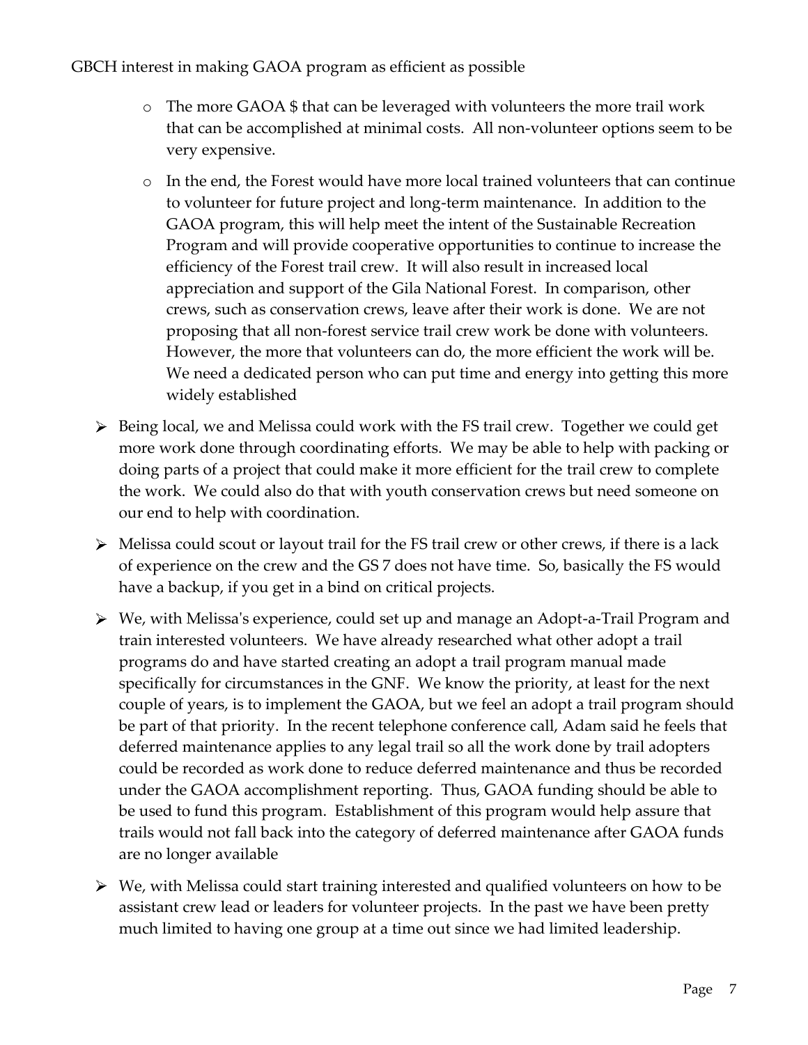GBCH interest in making GAOA program as efficient as possible

  - The more GAOA $ that can be leveraged with volunteers the more trail work that can be accomplished at minimal costs. All non-volunteer options seem to be very expensive.
  - In the end, the Forest would have more local trained volunteers that can continue to volunteer for future project and long-term maintenance. In addition to the GAOA program, this will help meet the intent of the Sustainable Recreation Program and will provide cooperative opportunities to continue to increase the efficiency of the Forest trail crew. It will also result in increased local appreciation and support of the Gila National Forest. In comparison, other crews, such as conservation crews, leave after their work is done. We are not proposing that all non-forest service trail crew work be done with volunteers. However, the more that volunteers can do, the more efficient the work will be. We need a dedicated person who can put time and energy into getting this more widely established

- Being local, we and Melissa could work with the FS trail crew. Together we could get more work done through coordinating efforts. We may be able to help with packing or doing parts of a project that could make it more efficient for the trail crew to complete the work. We could also do that with youth conservation crews but need someone on our end to help with coordination.
- Melissa could scout or layout trail for the FS trail crew or other crews, if there is a lack of experience on the crew and the GS 7 does not have time. So, basically the FS would have a backup, if you get in a bind on critical projects.
- We, with Melissa's experience, could set up and manage an Adopt-a-Trail Program and train interested volunteers. We have already researched what other adopt a trail programs do and have started creating an adopt a trail program manual made specifically for circumstances in the GNF. We know the priority, at least for the next couple of years, is to implement the GAOA, but we feel an adopt a trail program should be part of that priority. In the recent telephone conference call, Adam said he feels that deferred maintenance applies to any legal trail so all the work done by trail adopters could be recorded as work done to reduce deferred maintenance and thus be recorded under the GAOA accomplishment reporting. Thus, GAOA funding should be able to be used to fund this program. Establishment of this program would help assure that trails would not fall back into the category of deferred maintenance after GAOA funds are no longer available
- We, with Melissa could start training interested and qualified volunteers on how to be assistant crew lead or leaders for volunteer projects. In the past we have been pretty much limited to having one group at a time out since we had limited leadership.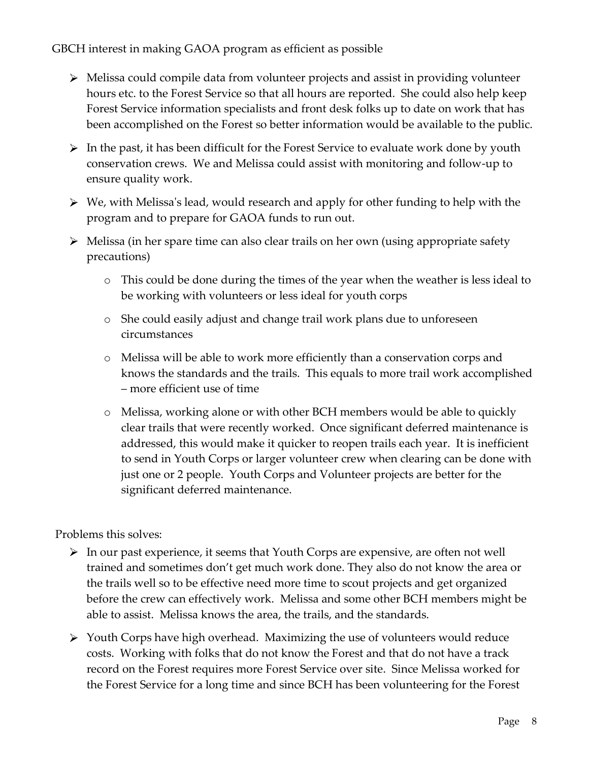GBCH interest in making GAOA program as efficient as possible

- Melissa could compile data from volunteer projects and assist in providing volunteer hours etc. to the Forest Service so that all hours are reported. She could also help keep Forest Service information specialists and front desk folks up to date on work that has been accomplished on the Forest so better information would be available to the public.
- In the past, it has been difficult for the Forest Service to evaluate work done by youth conservation crews. We and Melissa could assist with monitoring and follow-up to ensure quality work.
- We, with Melissa's lead, would research and apply for other funding to help with the program and to prepare for GAOA funds to run out.
- Melissa (in her spare time can also clear trails on her own (using appropriate safety precautions)
    - This could be done during the times of the year when the weather is less ideal to be working with volunteers or less ideal for youth corps
    - She could easily adjust and change trail work plans due to unforeseen circumstances
    - Melissa will be able to work more efficiently than a conservation corps and knows the standards and the trails. This equals to more trail work accomplished – more efficient use of time
    - Melissa, working alone or with other BCH members would be able to quickly clear trails that were recently worked. Once significant deferred maintenance is addressed, this would make it quicker to reopen trails each year. It is inefficient to send in Youth Corps or larger volunteer crew when clearing can be done with just one or 2 people. Youth Corps and Volunteer projects are better for the significant deferred maintenance.

Problems this solves:

- In our past experience, it seems that Youth Corps are expensive, are often not well trained and sometimes don't get much work done. They also do not know the area or the trails well so to be effective need more time to scout projects and get organized before the crew can effectively work. Melissa and some other BCH members might be able to assist. Melissa knows the area, the trails, and the standards.
- Youth Corps have high overhead. Maximizing the use of volunteers would reduce costs. Working with folks that do not know the Forest and that do not have a track record on the Forest requires more Forest Service over site. Since Melissa worked for the Forest Service for a long time and since BCH has been volunteering for the Forest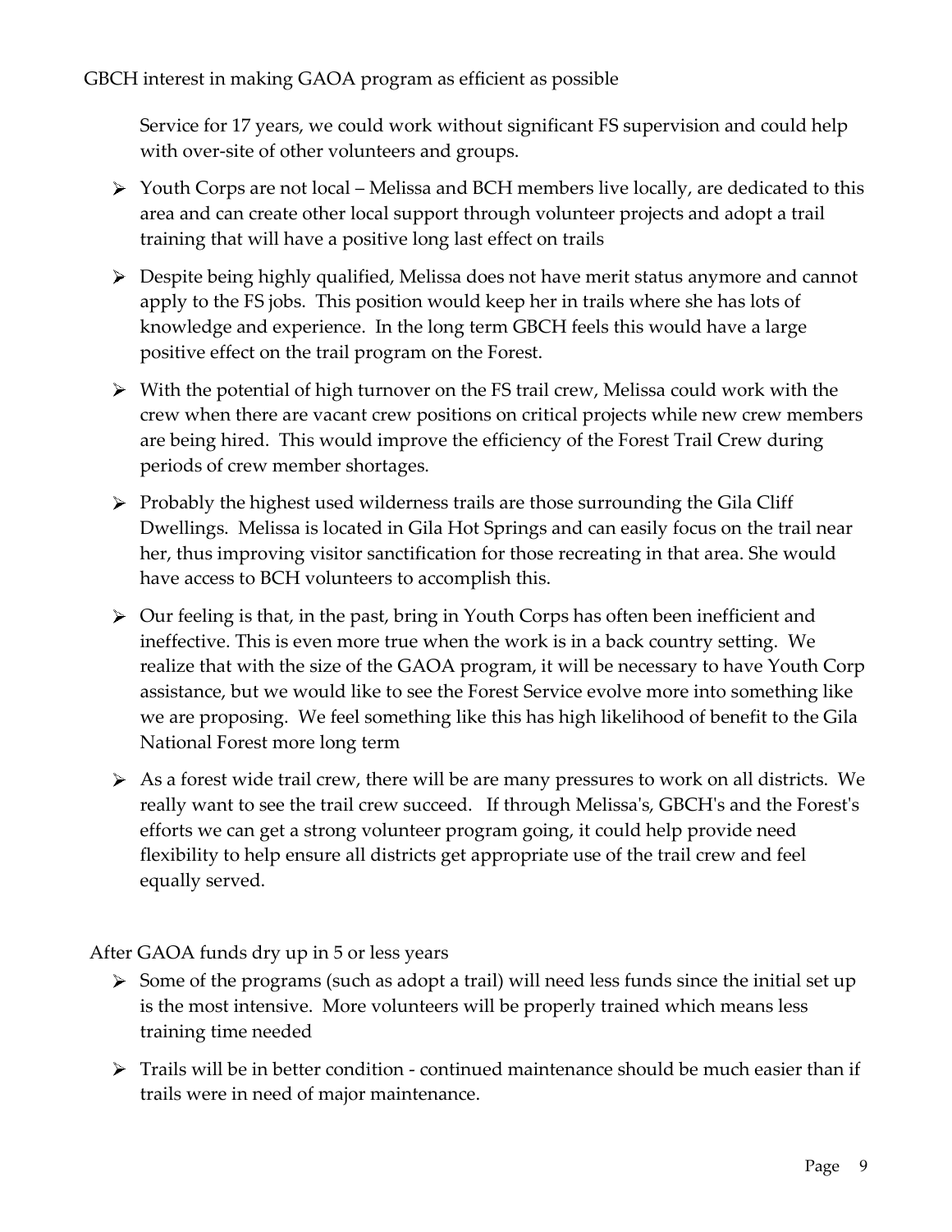GBCH interest in making GAOA program as efficient as possible

Service for 17 years, we could work without significant FS supervision and could help with over-site of other volunteers and groups.

- Youth Corps are not local – Melissa and BCH members live locally, are dedicated to this area and can create other local support through volunteer projects and adopt a trail training that will have a positive long last effect on trails
- Despite being highly qualified, Melissa does not have merit status anymore and cannot apply to the FS jobs. This position would keep her in trails where she has lots of knowledge and experience. In the long term GBCH feels this would have a large positive effect on the trail program on the Forest.
- With the potential of high turnover on the FS trail crew, Melissa could work with the crew when there are vacant crew positions on critical projects while new crew members are being hired. This would improve the efficiency of the Forest Trail Crew during periods of crew member shortages.
- Probably the highest used wilderness trails are those surrounding the Gila Cliff Dwellings. Melissa is located in Gila Hot Springs and can easily focus on the trail near her, thus improving visitor sanctification for those recreating in that area. She would have access to BCH volunteers to accomplish this.
- Our feeling is that, in the past, bring in Youth Corps has often been inefficient and ineffective. This is even more true when the work is in a back country setting. We realize that with the size of the GAOA program, it will be necessary to have Youth Corp assistance, but we would like to see the Forest Service evolve more into something like we are proposing. We feel something like this has high likelihood of benefit to the Gila National Forest more long term
- As a forest wide trail crew, there will be are many pressures to work on all districts. We really want to see the trail crew succeed. If through Melissa's, GBCH's and the Forest's efforts we can get a strong volunteer program going, it could help provide need flexibility to help ensure all districts get appropriate use of the trail crew and feel equally served.

After GAOA funds dry up in 5 or less years

- Some of the programs (such as adopt a trail) will need less funds since the initial set up is the most intensive. More volunteers will be properly trained which means less training time needed
- Trails will be in better condition - continued maintenance should be much easier than if trails were in need of major maintenance.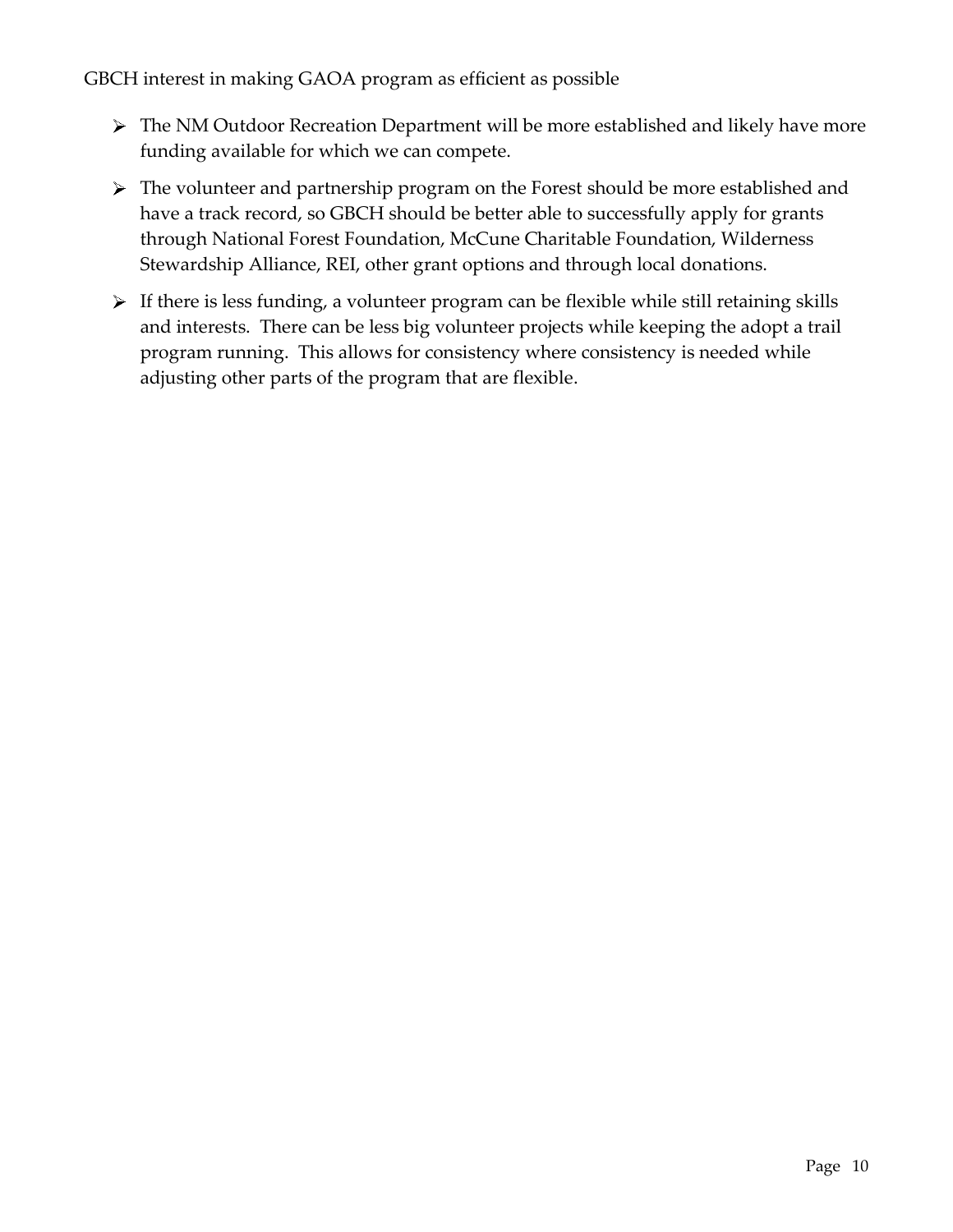GBCH interest in making GAOA program as efficient as possible

- The NM Outdoor Recreation Department will be more established and likely have more funding available for which we can compete.
- The volunteer and partnership program on the Forest should be more established and have a track record, so GBCH should be better able to successfully apply for grants through National Forest Foundation, McCune Charitable Foundation, Wilderness Stewardship Alliance, REI, other grant options and through local donations.
- If there is less funding, a volunteer program can be flexible while still retaining skills and interests. There can be less big volunteer projects while keeping the adopt a trail program running. This allows for consistency where consistency is needed while adjusting other parts of the program that are flexible.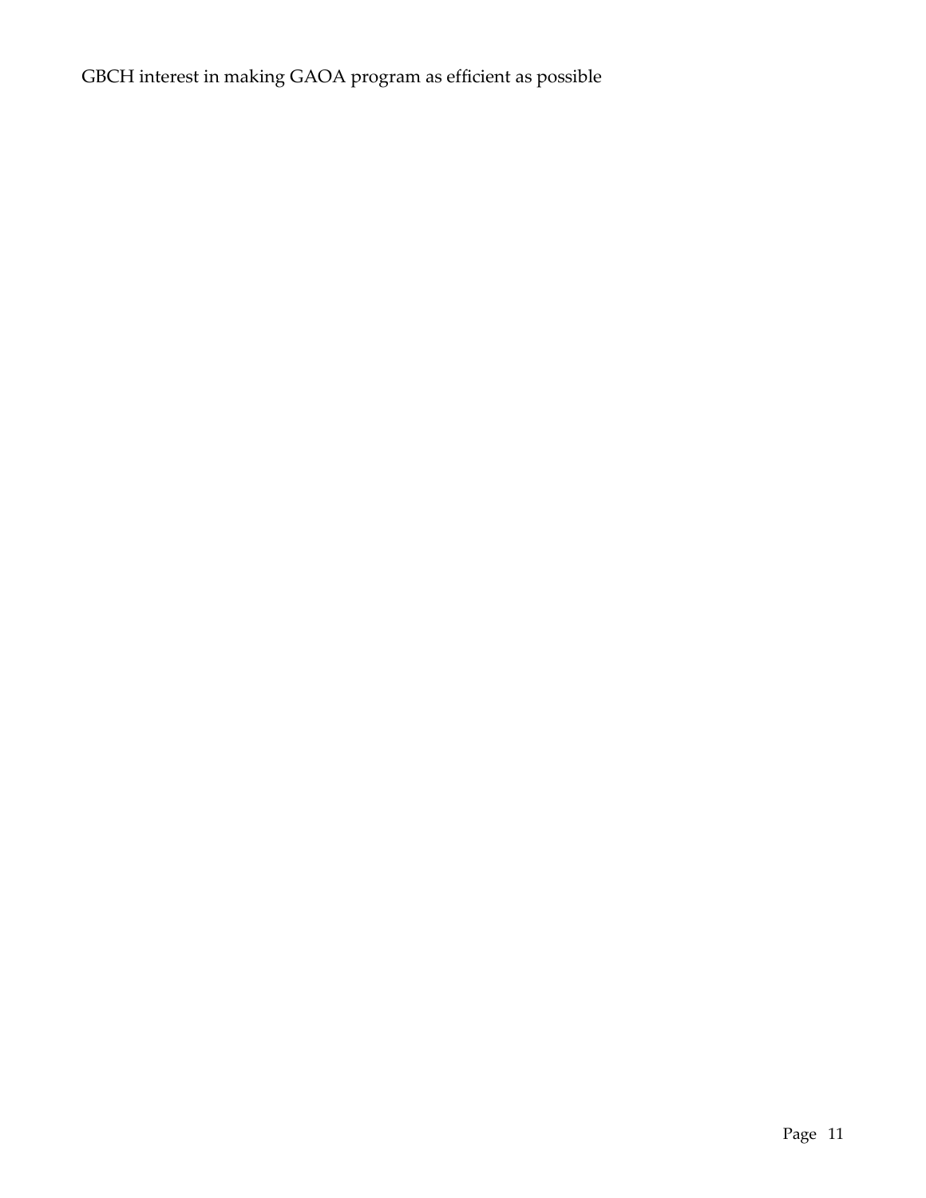GBCH interest in making GAOA program as efficient as possible